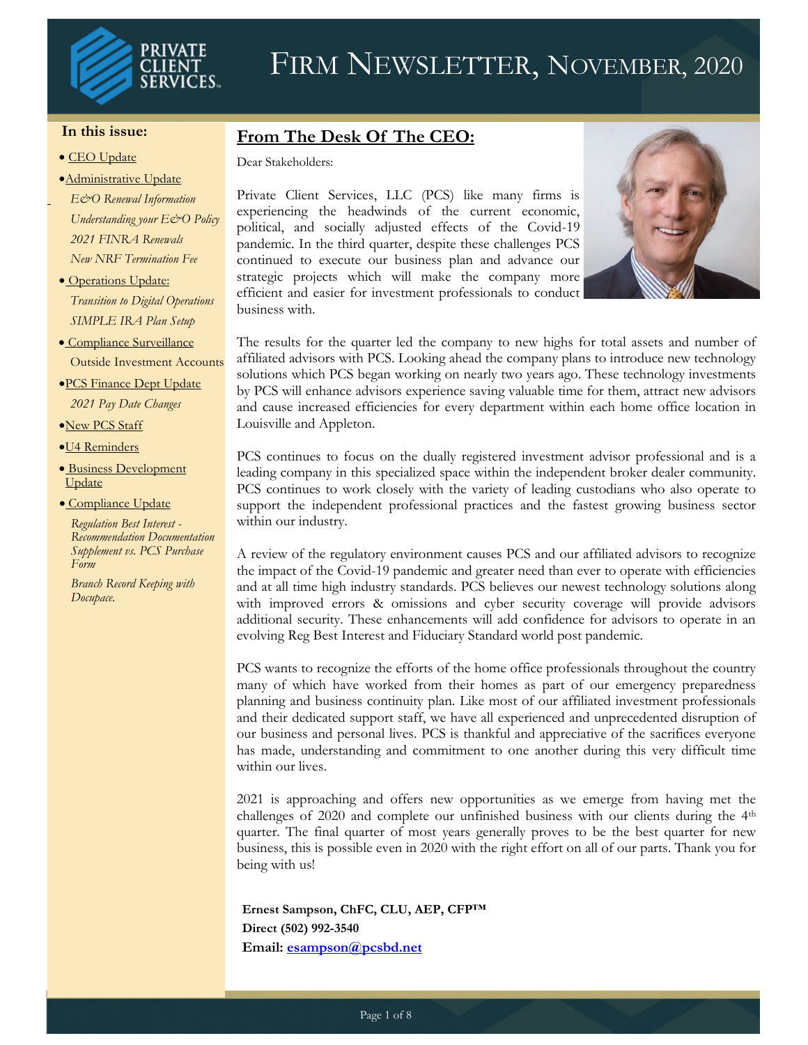# Firm Newsletter, November, 2020

**In this issue:**

- CEO Update
- Administrative Update
  - *E&O Renewal Information*
  - *Understanding your E&O Policy*
  - *2021 FINRA Renewals*
  - *New NRF Termination Fee*
- Operations Update:
  - *Transition to Digital Operations*
  - *SIMPLE IRA Plan Setup*
- Compliance Surveillance
  - Outside Investment Accounts
- PCS Finance Dept Update
  - *2021 Pay Date Changes*
- New PCS Staff
- U4 Reminders
- Business Development Update
- Compliance Update
  - *Regulation Best Interest - Recommendation Documentation Supplement vs. PCS Purchase Form*
  - *Branch Record Keeping with Docupace.*

## From The Desk Of The CEO:

Dear Stakeholders:

Private Client Services, LLC (PCS) like many firms is experiencing the headwinds of the current economic, political, and socially adjusted effects of the Covid-19 pandemic. In the third quarter, despite these challenges PCS continued to execute our business plan and advance our strategic projects which will make the company more efficient and easier for investment professionals to conduct business with.

The results for the quarter led the company to new highs for total assets and number of affiliated advisors with PCS. Looking ahead the company plans to introduce new technology solutions which PCS began working on nearly two years ago. These technology investments by PCS will enhance advisors experience saving valuable time for them, attract new advisors and cause increased efficiencies for every department within each home office location in Louisville and Appleton.

PCS continues to focus on the dually registered investment advisor professional and is a leading company in this specialized space within the independent broker dealer community. PCS continues to work closely with the variety of leading custodians who also operate to support the independent professional practices and the fastest growing business sector within our industry.

A review of the regulatory environment causes PCS and our affiliated advisors to recognize the impact of the Covid-19 pandemic and greater need than ever to operate with efficiencies and at all time high industry standards. PCS believes our newest technology solutions along with improved errors & omissions and cyber security coverage will provide advisors additional security. These enhancements will add confidence for advisors to operate in an evolving Reg Best Interest and Fiduciary Standard world post pandemic.

PCS wants to recognize the efforts of the home office professionals throughout the country many of which have worked from their homes as part of our emergency preparedness planning and business continuity plan. Like most of our affiliated investment professionals and their dedicated support staff, we have all experienced and unprecedented disruption of our business and personal lives. PCS is thankful and appreciative of the sacrifices everyone has made, understanding and commitment to one another during this very difficult time within our lives.

2021 is approaching and offers new opportunities as we emerge from having met the challenges of 2020 and complete our unfinished business with our clients during the 4th quarter. The final quarter of most years generally proves to be the best quarter for new business, this is possible even in 2020 with the right effort on all of our parts. Thank you for being with us!

**Ernest Sampson, ChFC, CLU, AEP, CFP™**
**Direct (502) 992-3540**
**Email: esampson@pcsbd.net**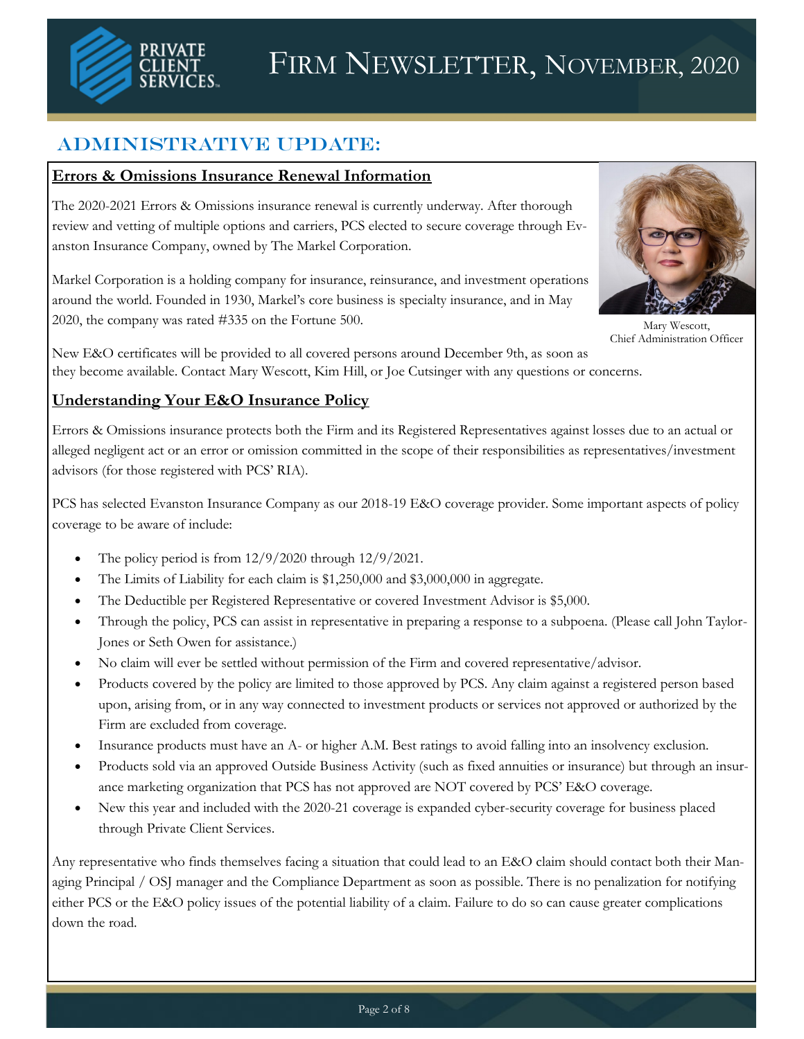# Firm Newsletter, November, 2020

## Administrative Update:

### Errors & Omissions Insurance Renewal Information

The 2020-2021 Errors & Omissions insurance renewal is currently underway. After thorough review and vetting of multiple options and carriers, PCS elected to secure coverage through Evanston Insurance Company, owned by The Markel Corporation.

Markel Corporation is a holding company for insurance, reinsurance, and investment operations around the world. Founded in 1930, Markel's core business is specialty insurance, and in May 2020, the company was rated #335 on the Fortune 500.

Mary Wescott,
Chief Administration Officer

New E&O certificates will be provided to all covered persons around December 9th, as soon as they become available. Contact Mary Wescott, Kim Hill, or Joe Cutsinger with any questions or concerns.

### Understanding Your E&O Insurance Policy

Errors & Omissions insurance protects both the Firm and its Registered Representatives against losses due to an actual or alleged negligent act or an error or omission committed in the scope of their responsibilities as representatives/investment advisors (for those registered with PCS' RIA).

PCS has selected Evanston Insurance Company as our 2018-19 E&O coverage provider. Some important aspects of policy coverage to be aware of include:

- The policy period is from 12/9/2020 through 12/9/2021.
- The Limits of Liability for each claim is $1,250,000 and $3,000,000 in aggregate.
- The Deductible per Registered Representative or covered Investment Advisor is $5,000.
- Through the policy, PCS can assist in representative in preparing a response to a subpoena. (Please call John Taylor-Jones or Seth Owen for assistance.)
- No claim will ever be settled without permission of the Firm and covered representative/advisor.
- Products covered by the policy are limited to those approved by PCS. Any claim against a registered person based upon, arising from, or in any way connected to investment products or services not approved or authorized by the Firm are excluded from coverage.
- Insurance products must have an A- or higher A.M. Best ratings to avoid falling into an insolvency exclusion.
- Products sold via an approved Outside Business Activity (such as fixed annuities or insurance) but through an insurance marketing organization that PCS has not approved are NOT covered by PCS' E&O coverage.
- New this year and included with the 2020-21 coverage is expanded cyber-security coverage for business placed through Private Client Services.

Any representative who finds themselves facing a situation that could lead to an E&O claim should contact both their Managing Principal / OSJ manager and the Compliance Department as soon as possible. There is no penalization for notifying either PCS or the E&O policy issues of the potential liability of a claim. Failure to do so can cause greater complications down the road.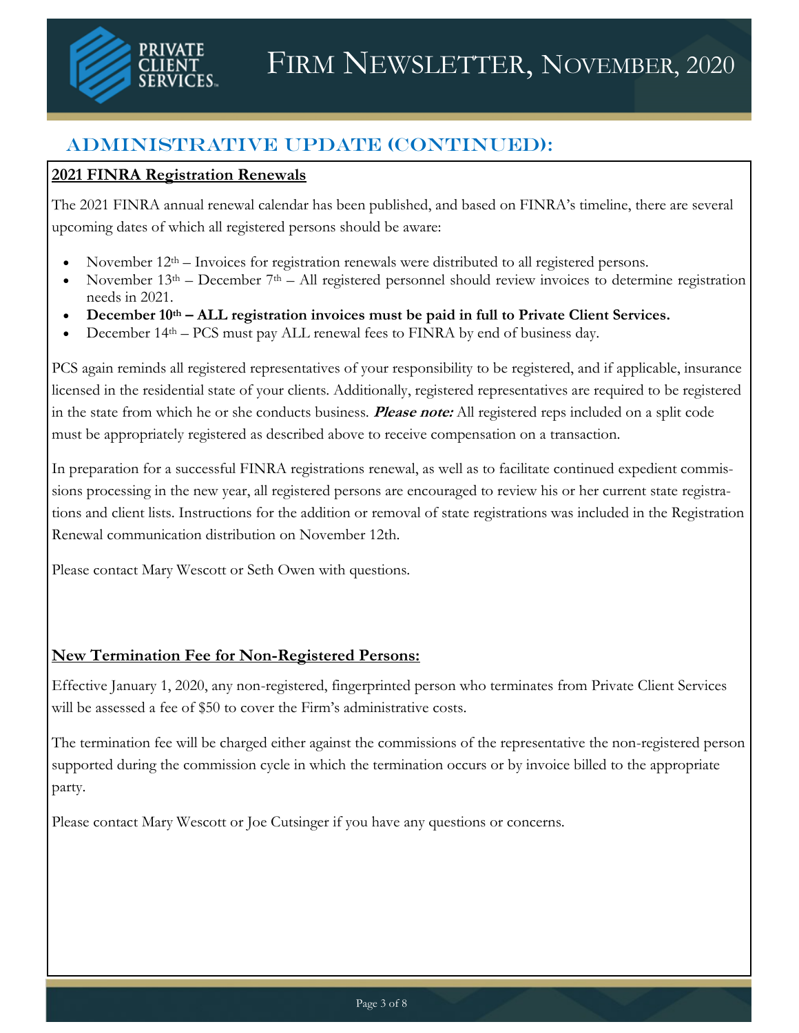# Administrative Update (Continued):

## 2021 FINRA Registration Renewals

The 2021 FINRA annual renewal calendar has been published, and based on FINRA's timeline, there are several upcoming dates of which all registered persons should be aware:

- November 12th – Invoices for registration renewals were distributed to all registered persons.
- November 13th – December 7th – All registered personnel should review invoices to determine registration needs in 2021.
- **December 10th – ALL registration invoices must be paid in full to Private Client Services.**
- December 14th – PCS must pay ALL renewal fees to FINRA by end of business day.

PCS again reminds all registered representatives of your responsibility to be registered, and if applicable, insurance licensed in the residential state of your clients. Additionally, registered representatives are required to be registered in the state from which he or she conducts business. ***Please note:*** All registered reps included on a split code must be appropriately registered as described above to receive compensation on a transaction.

In preparation for a successful FINRA registrations renewal, as well as to facilitate continued expedient commissions processing in the new year, all registered persons are encouraged to review his or her current state registrations and client lists. Instructions for the addition or removal of state registrations was included in the Registration Renewal communication distribution on November 12th.

Please contact Mary Wescott or Seth Owen with questions.

## New Termination Fee for Non-Registered Persons:

Effective January 1, 2020, any non-registered, fingerprinted person who terminates from Private Client Services will be assessed a fee of $50 to cover the Firm's administrative costs.

The termination fee will be charged either against the commissions of the representative the non-registered person supported during the commission cycle in which the termination occurs or by invoice billed to the appropriate party.

Please contact Mary Wescott or Joe Cutsinger if you have any questions or concerns.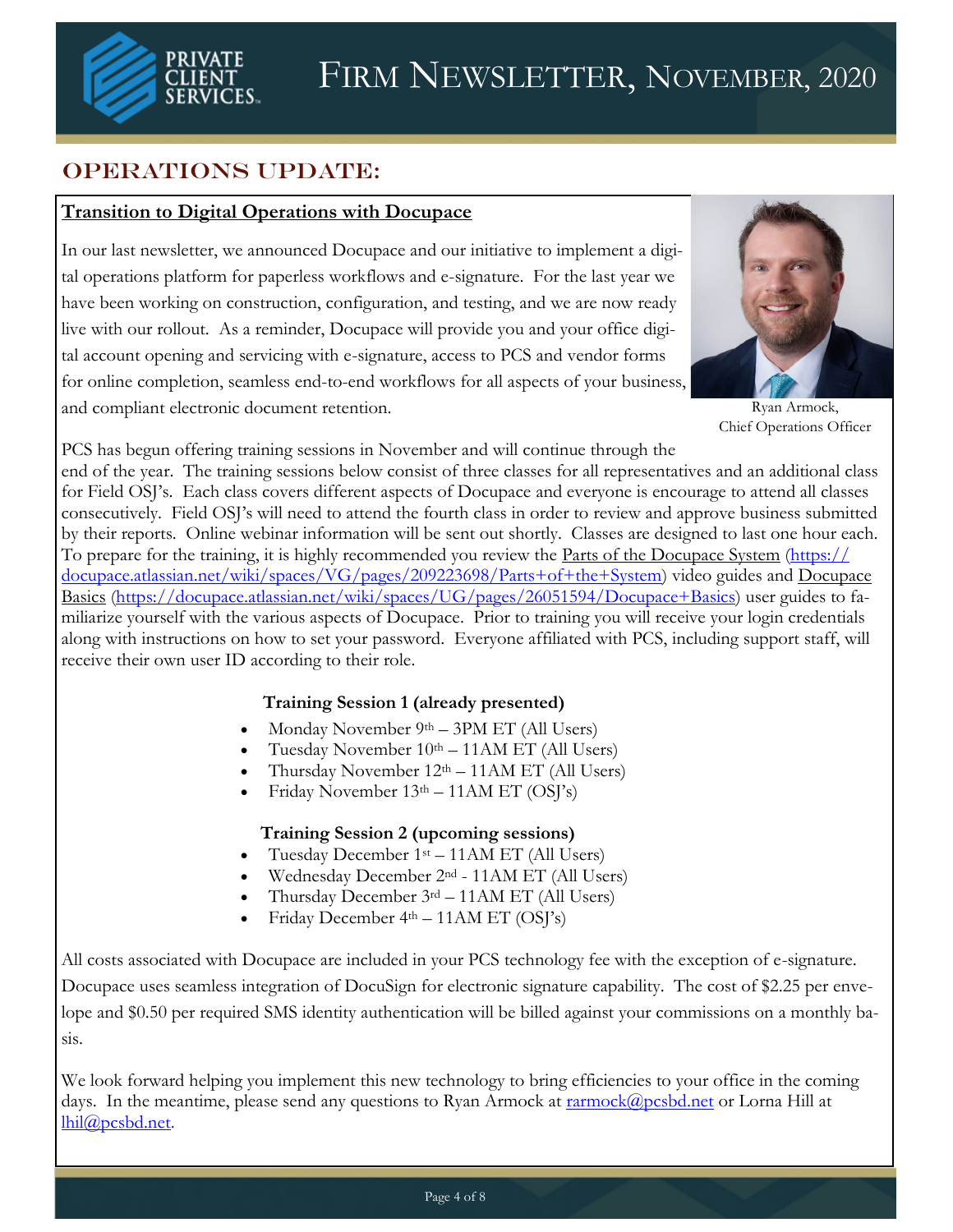# Firm Newsletter, November, 2020

## OPERATIONS UPDATE:

### Transition to Digital Operations with Docupace

In our last newsletter, we announced Docupace and our initiative to implement a digital operations platform for paperless workflows and e-signature. For the last year we have been working on construction, configuration, and testing, and we are now ready live with our rollout. As a reminder, Docupace will provide you and your office digital account opening and servicing with e-signature, access to PCS and vendor forms for online completion, seamless end-to-end workflows for all aspects of your business, and compliant electronic document retention.

Ryan Armock, Chief Operations Officer

PCS has begun offering training sessions in November and will continue through the end of the year. The training sessions below consist of three classes for all representatives and an additional class for Field OSJ's. Each class covers different aspects of Docupace and everyone is encourage to attend all classes consecutively. Field OSJ's will need to attend the fourth class in order to review and approve business submitted by their reports. Online webinar information will be sent out shortly. Classes are designed to last one hour each. To prepare for the training, it is highly recommended you review the Parts of the Docupace System (https://docupace.atlassian.net/wiki/spaces/VG/pages/209223698/Parts+of+the+System) video guides and Docupace Basics (https://docupace.atlassian.net/wiki/spaces/UG/pages/26051594/Docupace+Basics) user guides to familiarize yourself with the various aspects of Docupace. Prior to training you will receive your login credentials along with instructions on how to set your password. Everyone affiliated with PCS, including support staff, will receive their own user ID according to their role.

**Training Session 1 (already presented)**

- Monday November 9th – 3PM ET (All Users)
- Tuesday November 10th – 11AM ET (All Users)
- Thursday November 12th – 11AM ET (All Users)
- Friday November 13th – 11AM ET (OSJ's)

**Training Session 2 (upcoming sessions)**

- Tuesday December 1st – 11AM ET (All Users)
- Wednesday December 2nd - 11AM ET (All Users)
- Thursday December 3rd – 11AM ET (All Users)
- Friday December 4th – 11AM ET (OSJ's)

All costs associated with Docupace are included in your PCS technology fee with the exception of e-signature. Docupace uses seamless integration of DocuSign for electronic signature capability. The cost of $2.25 per envelope and $0.50 per required SMS identity authentication will be billed against your commissions on a monthly basis.

We look forward helping you implement this new technology to bring efficiencies to your office in the coming days. In the meantime, please send any questions to Ryan Armock at rarmock@pcsbd.net or Lorna Hill at lhil@pcsbd.net.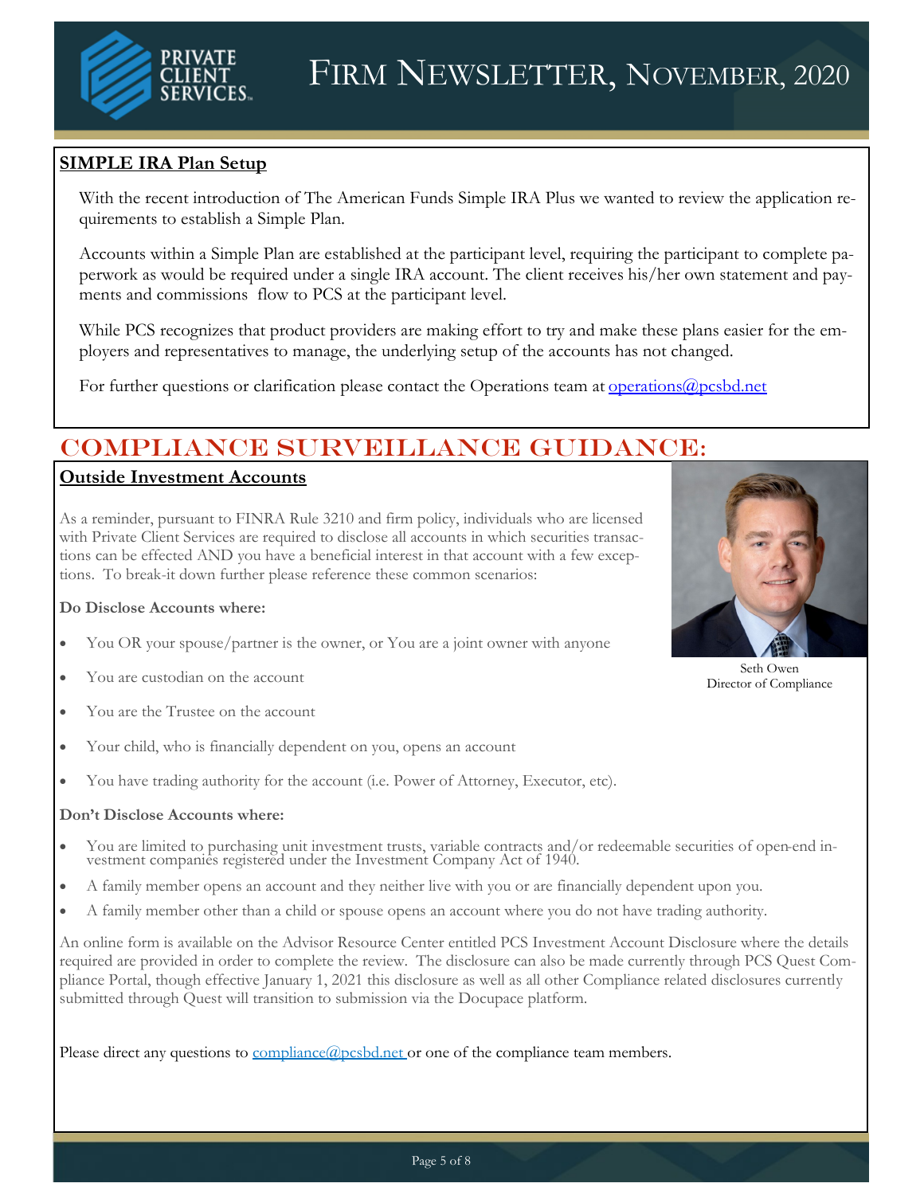# Firm Newsletter, November, 2020

## SIMPLE IRA Plan Setup

With the recent introduction of The American Funds Simple IRA Plus we wanted to review the application requirements to establish a Simple Plan.

Accounts within a Simple Plan are established at the participant level, requiring the participant to complete paperwork as would be required under a single IRA account. The client receives his/her own statement and payments and commissions flow to PCS at the participant level.

While PCS recognizes that product providers are making effort to try and make these plans easier for the employers and representatives to manage, the underlying setup of the accounts has not changed.

For further questions or clarification please contact the Operations team at operations@pcsbd.net

# COMPLIANCE SURVEILLANCE GUIDANCE:

## Outside Investment Accounts

As a reminder, pursuant to FINRA Rule 3210 and firm policy, individuals who are licensed with Private Client Services are required to disclose all accounts in which securities transactions can be effected AND you have a beneficial interest in that account with a few exceptions. To break-it down further please reference these common scenarios:

Seth Owen
Director of Compliance

**Do Disclose Accounts where:**

- You OR your spouse/partner is the owner, or You are a joint owner with anyone
- You are custodian on the account
- You are the Trustee on the account
- Your child, who is financially dependent on you, opens an account
- You have trading authority for the account (i.e. Power of Attorney, Executor, etc).

**Don't Disclose Accounts where:**

- You are limited to purchasing unit investment trusts, variable contracts and/or redeemable securities of open-end investment companies registered under the Investment Company Act of 1940.
- A family member opens an account and they neither live with you or are financially dependent upon you.
- A family member other than a child or spouse opens an account where you do not have trading authority.

An online form is available on the Advisor Resource Center entitled PCS Investment Account Disclosure where the details required are provided in order to complete the review. The disclosure can also be made currently through PCS Quest Compliance Portal, though effective January 1, 2021 this disclosure as well as all other Compliance related disclosures currently submitted through Quest will transition to submission via the Docupace platform.

Please direct any questions to compliance@pcsbd.net or one of the compliance team members.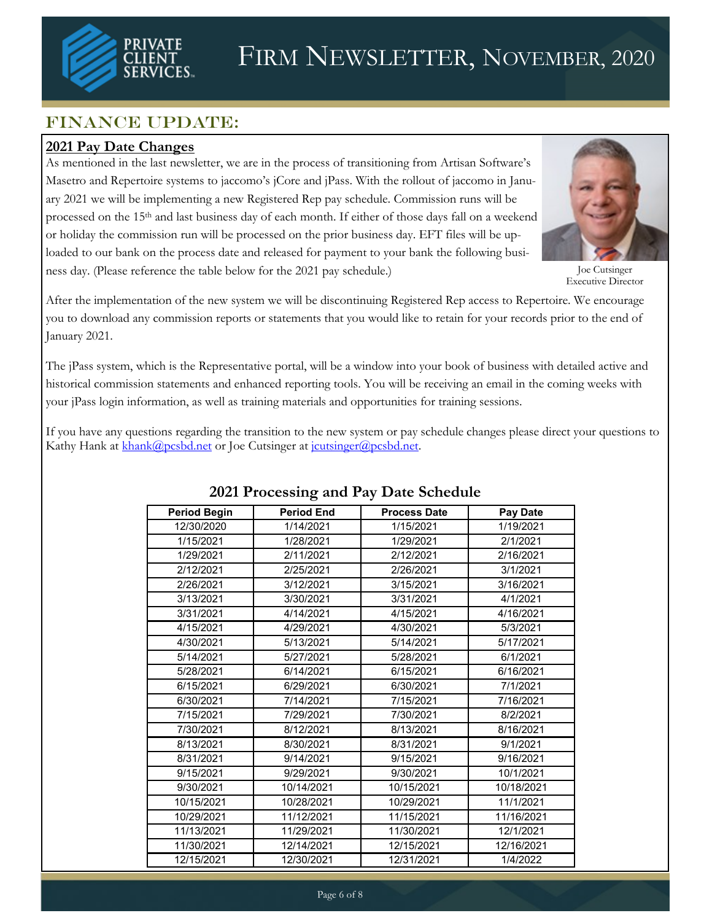# Firm Newsletter, November, 2020

## FINANCE UPDATE:

### 2021 Pay Date Changes

As mentioned in the last newsletter, we are in the process of transitioning from Artisan Software's Masetro and Repertoire systems to jaccomo's jCore and jPass. With the rollout of jaccomo in January 2021 we will be implementing a new Registered Rep pay schedule. Commission runs will be processed on the 15th and last business day of each month. If either of those days fall on a weekend or holiday the commission run will be processed on the prior business day. EFT files will be uploaded to our bank on the process date and released for payment to your bank the following business day. (Please reference the table below for the 2021 pay schedule.)

Joe Cutsinger
Executive Director

After the implementation of the new system we will be discontinuing Registered Rep access to Repertoire. We encourage you to download any commission reports or statements that you would like to retain for your records prior to the end of January 2021.

The jPass system, which is the Representative portal, will be a window into your book of business with detailed active and historical commission statements and enhanced reporting tools. You will be receiving an email in the coming weeks with your jPass login information, as well as training materials and opportunities for training sessions.

If you have any questions regarding the transition to the new system or pay schedule changes please direct your questions to Kathy Hank at khank@pcsbd.net or Joe Cutsinger at jcutsinger@pcsbd.net.

### 2021 Processing and Pay Date Schedule

| Period Begin | Period End | Process Date | Pay Date |
|---|---|---|---|
| 12/30/2020 | 1/14/2021 | 1/15/2021 | 1/19/2021 |
| 1/15/2021 | 1/28/2021 | 1/29/2021 | 2/1/2021 |
| 1/29/2021 | 2/11/2021 | 2/12/2021 | 2/16/2021 |
| 2/12/2021 | 2/25/2021 | 2/26/2021 | 3/1/2021 |
| 2/26/2021 | 3/12/2021 | 3/15/2021 | 3/16/2021 |
| 3/13/2021 | 3/30/2021 | 3/31/2021 | 4/1/2021 |
| 3/31/2021 | 4/14/2021 | 4/15/2021 | 4/16/2021 |
| 4/15/2021 | 4/29/2021 | 4/30/2021 | 5/3/2021 |
| 4/30/2021 | 5/13/2021 | 5/14/2021 | 5/17/2021 |
| 5/14/2021 | 5/27/2021 | 5/28/2021 | 6/1/2021 |
| 5/28/2021 | 6/14/2021 | 6/15/2021 | 6/16/2021 |
| 6/15/2021 | 6/29/2021 | 6/30/2021 | 7/1/2021 |
| 6/30/2021 | 7/14/2021 | 7/15/2021 | 7/16/2021 |
| 7/15/2021 | 7/29/2021 | 7/30/2021 | 8/2/2021 |
| 7/30/2021 | 8/12/2021 | 8/13/2021 | 8/16/2021 |
| 8/13/2021 | 8/30/2021 | 8/31/2021 | 9/1/2021 |
| 8/31/2021 | 9/14/2021 | 9/15/2021 | 9/16/2021 |
| 9/15/2021 | 9/29/2021 | 9/30/2021 | 10/1/2021 |
| 9/30/2021 | 10/14/2021 | 10/15/2021 | 10/18/2021 |
| 10/15/2021 | 10/28/2021 | 10/29/2021 | 11/1/2021 |
| 10/29/2021 | 11/12/2021 | 11/15/2021 | 11/16/2021 |
| 11/13/2021 | 11/29/2021 | 11/30/2021 | 12/1/2021 |
| 11/30/2021 | 12/14/2021 | 12/15/2021 | 12/16/2021 |
| 12/15/2021 | 12/30/2021 | 12/31/2021 | 1/4/2022 |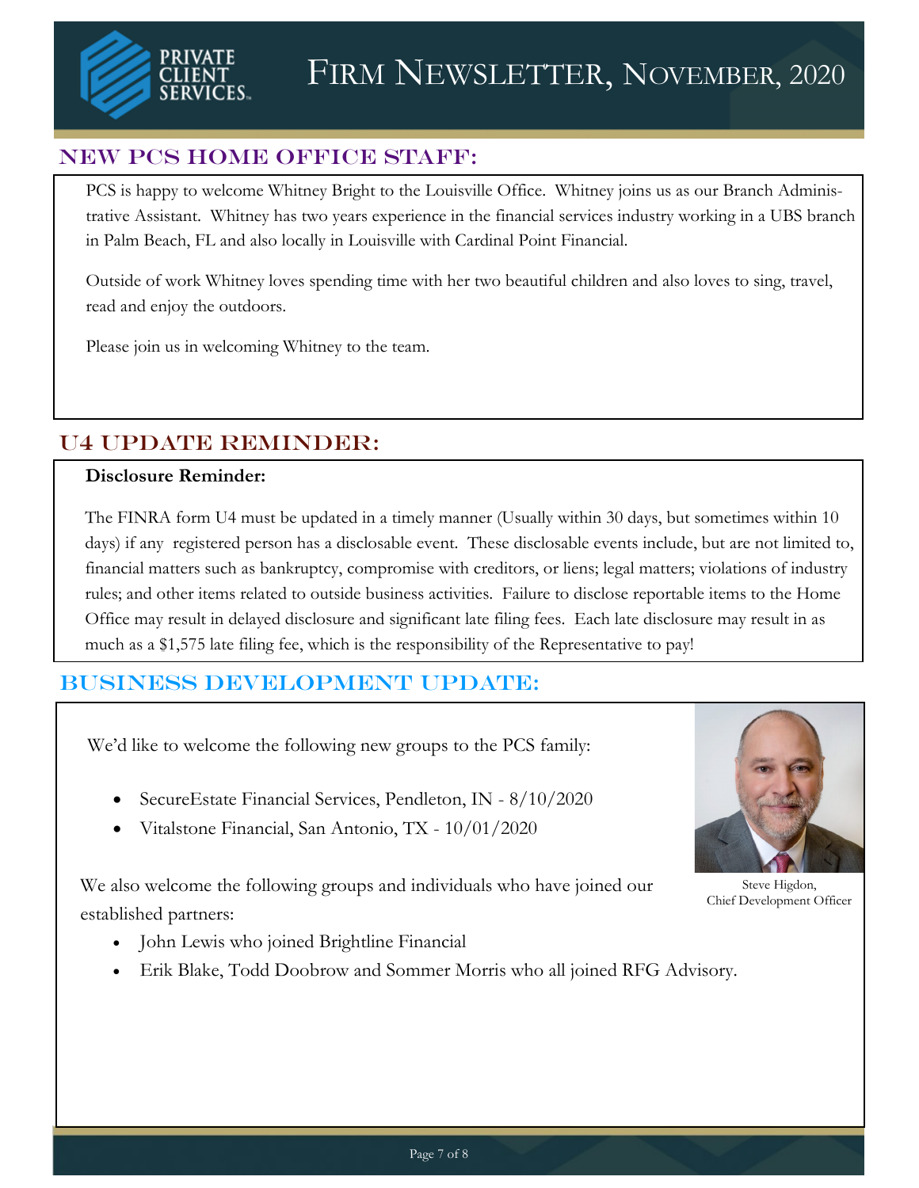# Firm Newsletter, November, 2020

## New PCS Home Office Staff:

PCS is happy to welcome Whitney Bright to the Louisville Office. Whitney joins us as our Branch Administrative Assistant. Whitney has two years experience in the financial services industry working in a UBS branch in Palm Beach, FL and also locally in Louisville with Cardinal Point Financial.

Outside of work Whitney loves spending time with her two beautiful children and also loves to sing, travel, read and enjoy the outdoors.

Please join us in welcoming Whitney to the team.

## U4 Update Reminder:

**Disclosure Reminder:**

The FINRA form U4 must be updated in a timely manner (Usually within 30 days, but sometimes within 10 days) if any registered person has a disclosable event. These disclosable events include, but are not limited to, financial matters such as bankruptcy, compromise with creditors, or liens; legal matters; violations of industry rules; and other items related to outside business activities. Failure to disclose reportable items to the Home Office may result in delayed disclosure and significant late filing fees. Each late disclosure may result in as much as a $1,575 late filing fee, which is the responsibility of the Representative to pay!

## Business Development Update:

We'd like to welcome the following new groups to the PCS family:

- SecureEstate Financial Services, Pendleton, IN - 8/10/2020
- Vitalstone Financial, San Antonio, TX - 10/01/2020

Steve Higdon,
Chief Development Officer

We also welcome the following groups and individuals who have joined our established partners:

- John Lewis who joined Brightline Financial
- Erik Blake, Todd Doobrow and Sommer Morris who all joined RFG Advisory.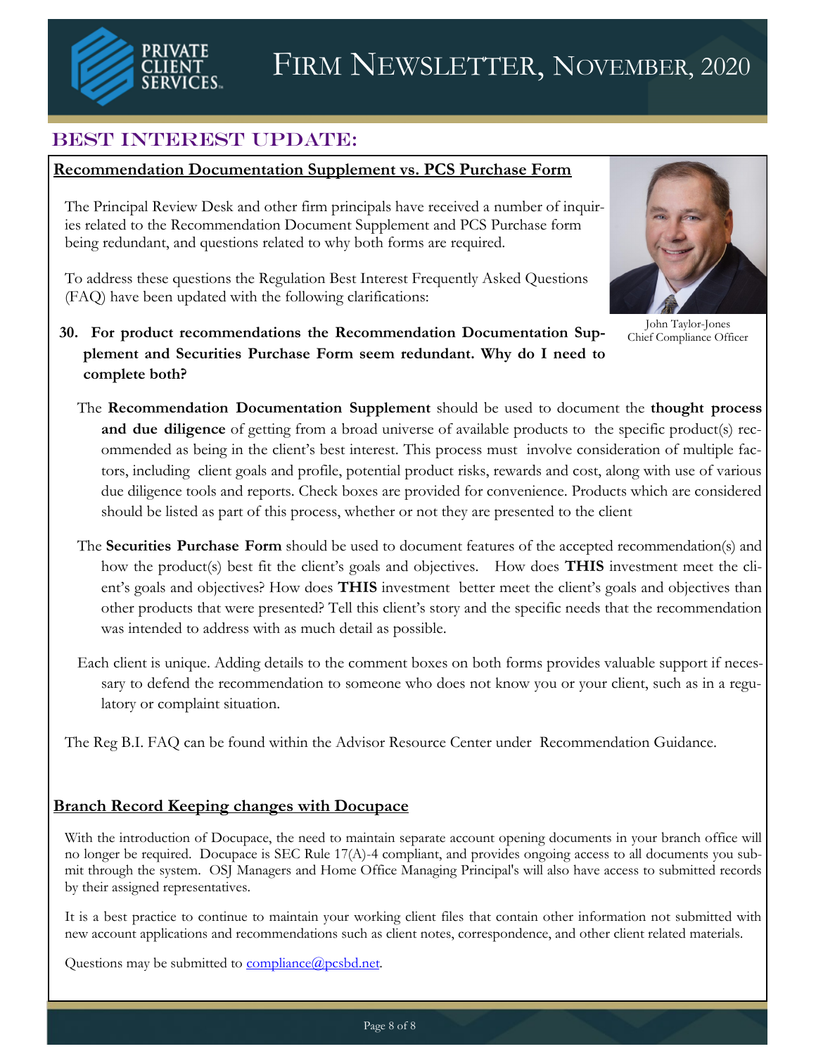# Firm Newsletter, November, 2020

## Best Interest Update:

### Recommendation Documentation Supplement vs. PCS Purchase Form

The Principal Review Desk and other firm principals have received a number of inquiries related to the Recommendation Document Supplement and PCS Purchase form being redundant, and questions related to why both forms are required.

To address these questions the Regulation Best Interest Frequently Asked Questions (FAQ) have been updated with the following clarifications:

John Taylor-Jones
Chief Compliance Officer

**30. For product recommendations the Recommendation Documentation Supplement and Securities Purchase Form seem redundant. Why do I need to complete both?**

The **Recommendation Documentation Supplement** should be used to document the **thought process and due diligence** of getting from a broad universe of available products to the specific product(s) recommended as being in the client's best interest. This process must involve consideration of multiple factors, including client goals and profile, potential product risks, rewards and cost, along with use of various due diligence tools and reports. Check boxes are provided for convenience. Products which are considered should be listed as part of this process, whether or not they are presented to the client

The **Securities Purchase Form** should be used to document features of the accepted recommendation(s) and how the product(s) best fit the client's goals and objectives. How does **THIS** investment meet the client's goals and objectives? How does **THIS** investment better meet the client's goals and objectives than other products that were presented? Tell this client's story and the specific needs that the recommendation was intended to address with as much detail as possible.

Each client is unique. Adding details to the comment boxes on both forms provides valuable support if necessary to defend the recommendation to someone who does not know you or your client, such as in a regulatory or complaint situation.

The Reg B.I. FAQ can be found within the Advisor Resource Center under Recommendation Guidance.

### Branch Record Keeping changes with Docupace

With the introduction of Docupace, the need to maintain separate account opening documents in your branch office will no longer be required. Docupace is SEC Rule 17(A)-4 compliant, and provides ongoing access to all documents you submit through the system. OSJ Managers and Home Office Managing Principal's will also have access to submitted records by their assigned representatives.

It is a best practice to continue to maintain your working client files that contain other information not submitted with new account applications and recommendations such as client notes, correspondence, and other client related materials.

Questions may be submitted to compliance@pcsbd.net.